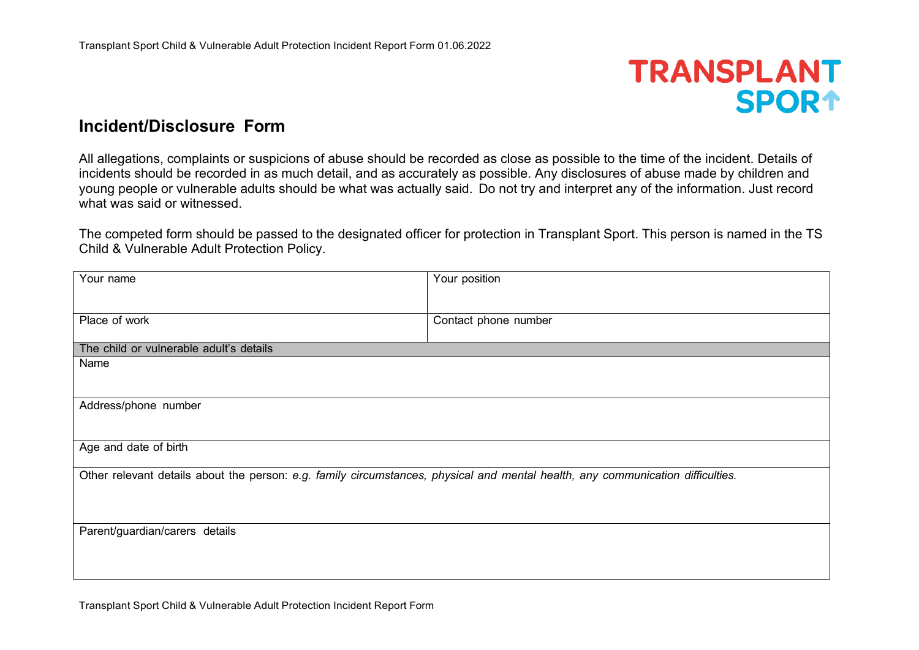## Incident/Disclosure Form

All allegations, complaints or suspicions of abuse should be recorded as close as possible to the time of the incident. Details of incidents should be recorded in as much detail, and as accurately as possible. Any disclosures of abuse made by children and young people or vulnerable adults should be what was actually said. Do not try and interpret any of the information. Just record what was said or witnessed.

The competed form should be passed to the designated officer for protection in Transplant Sport. This person is named in the TS Child & Vulnerable Adult Protection Policy.

| Your name | Your position |
|---|---|
| Place of work | Contact phone number |
| **The child or vulnerable adult's details** | |
| Name | |
| Address/phone number | |
| Age and date of birth | |
| Other relevant details about the person: *e.g. family circumstances, physical and mental health, any communication difficulties.* | |
| Parent/guardian/carers details | |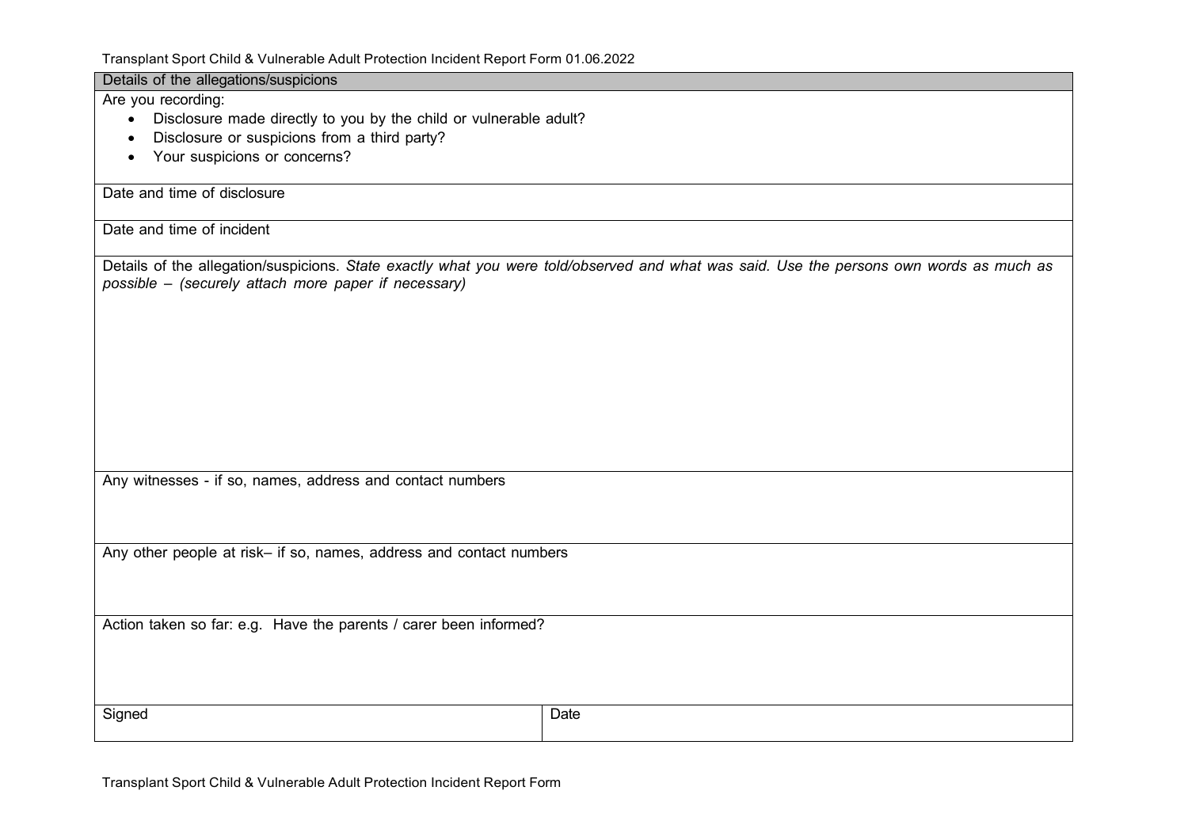| Details of the allegations/suspicions | |
|---|---|
| Are you recording:<br>• Disclosure made directly to you by the child or vulnerable adult?<br>• Disclosure or suspicions from a third party?<br>• Your suspicions or concerns? | |
| Date and time of disclosure | |
| Date and time of incident | |
| Details of the allegation/suspicions. *State exactly what you were told/observed and what was said. Use the persons own words as much as possible – (securely attach more paper if necessary)* | |
| Any witnesses - if so, names, address and contact numbers | |
| Any other people at risk– if so, names, address and contact numbers | |
| Action taken so far: e.g. Have the parents / carer been informed? | |
| Signed | Date |